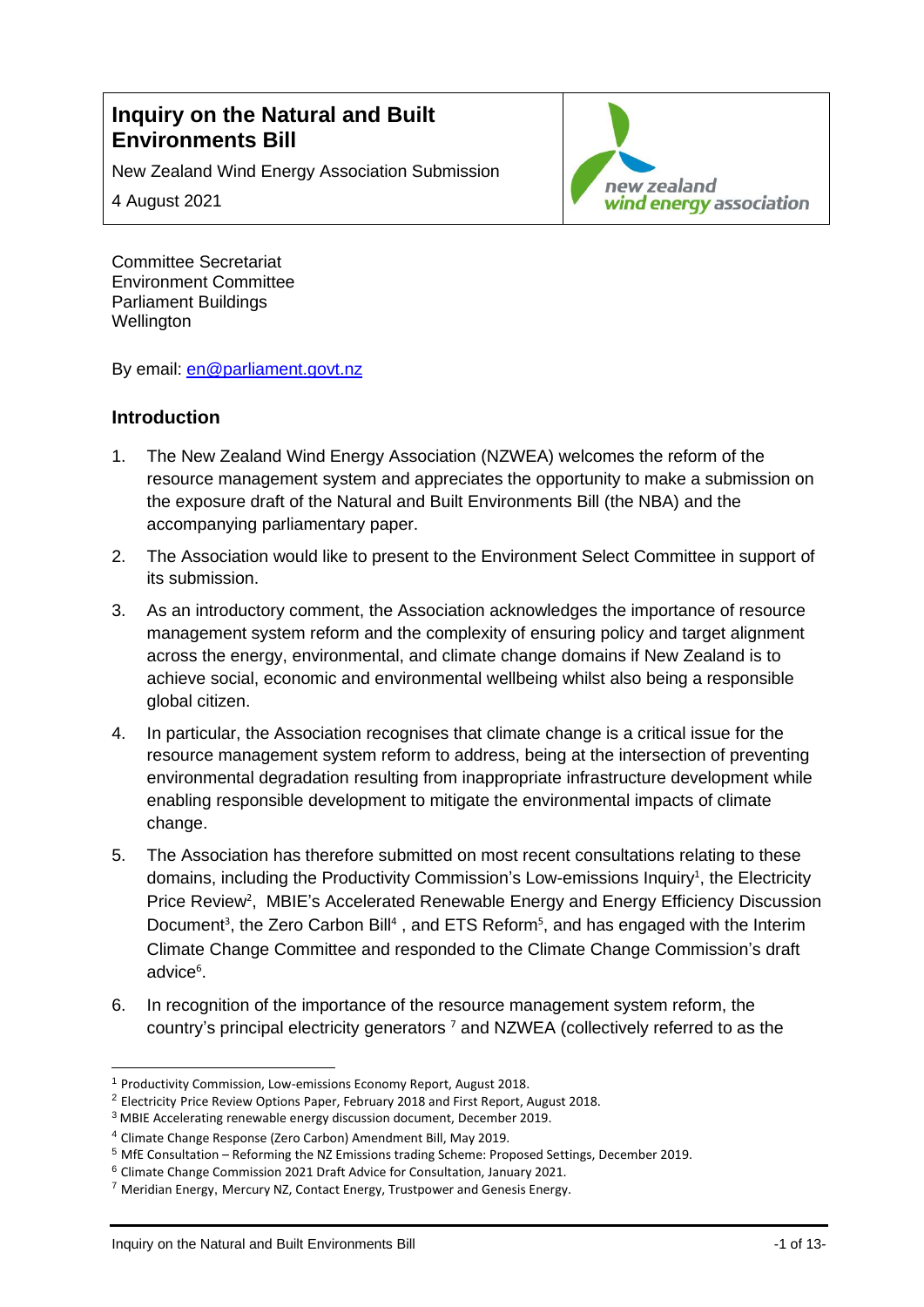# Inquiry on the Natural and Built Environments Bill

New Zealand Wind Energy Association Submission

4 August 2021

Committee Secretariat
Environment Committee
Parliament Buildings
Wellington

By email: en@parliament.govt.nz

## Introduction

1. The New Zealand Wind Energy Association (NZWEA) welcomes the reform of the resource management system and appreciates the opportunity to make a submission on the exposure draft of the Natural and Built Environments Bill (the NBA) and the accompanying parliamentary paper.

2. The Association would like to present to the Environment Select Committee in support of its submission.

3. As an introductory comment, the Association acknowledges the importance of resource management system reform and the complexity of ensuring policy and target alignment across the energy, environmental, and climate change domains if New Zealand is to achieve social, economic and environmental wellbeing whilst also being a responsible global citizen.

4. In particular, the Association recognises that climate change is a critical issue for the resource management system reform to address, being at the intersection of preventing environmental degradation resulting from inappropriate infrastructure development while enabling responsible development to mitigate the environmental impacts of climate change.

5. The Association has therefore submitted on most recent consultations relating to these domains, including the Productivity Commission's Low-emissions Inquiry[1], the Electricity Price Review[2], MBIE's Accelerated Renewable Energy and Energy Efficiency Discussion Document[3], the Zero Carbon Bill[4], and ETS Reform[5], and has engaged with the Interim Climate Change Committee and responded to the Climate Change Commission's draft advice[6].

6. In recognition of the importance of the resource management system reform, the country's principal electricity generators [7] and NZWEA (collectively referred to as the

---

[1] Productivity Commission, Low-emissions Economy Report, August 2018.

[2] Electricity Price Review Options Paper, February 2018 and First Report, August 2018.

[3] MBIE Accelerating renewable energy discussion document, December 2019.

[4] Climate Change Response (Zero Carbon) Amendment Bill, May 2019.

[5] MfE Consultation – Reforming the NZ Emissions trading Scheme: Proposed Settings, December 2019.

[6] Climate Change Commission 2021 Draft Advice for Consultation, January 2021.

[7] Meridian Energy, Mercury NZ, Contact Energy, Trustpower and Genesis Energy.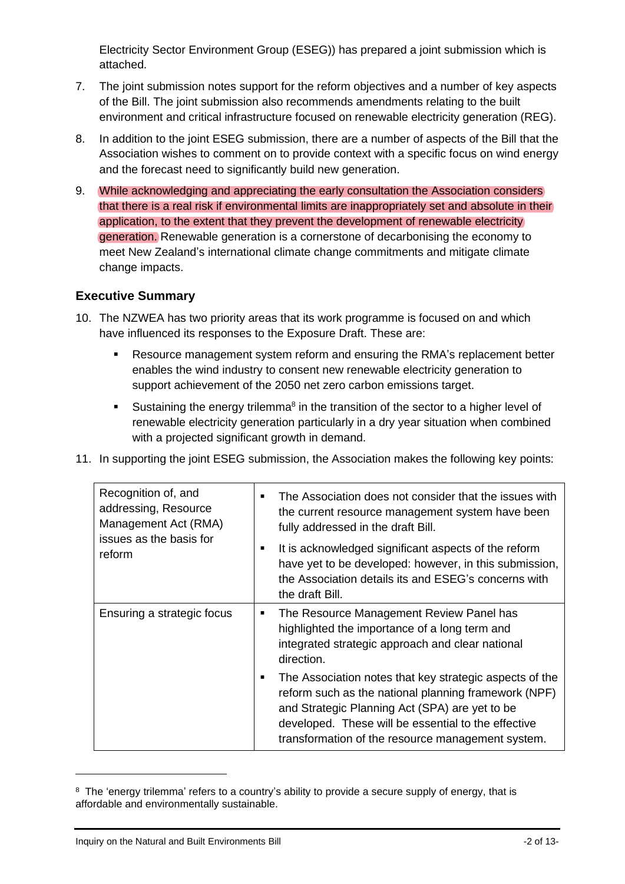Electricity Sector Environment Group (ESEG)) has prepared a joint submission which is attached.

7. The joint submission notes support for the reform objectives and a number of key aspects of the Bill. The joint submission also recommends amendments relating to the built environment and critical infrastructure focused on renewable electricity generation (REG).

8. In addition to the joint ESEG submission, there are a number of aspects of the Bill that the Association wishes to comment on to provide context with a specific focus on wind energy and the forecast need to significantly build new generation.

9. While acknowledging and appreciating the early consultation the Association considers that there is a real risk if environmental limits are inappropriately set and absolute in their application, to the extent that they prevent the development of renewable electricity generation. Renewable generation is a cornerstone of decarbonising the economy to meet New Zealand's international climate change commitments and mitigate climate change impacts.

## Executive Summary

10. The NZWEA has two priority areas that its work programme is focused on and which have influenced its responses to the Exposure Draft. These are:

    - Resource management system reform and ensuring the RMA's replacement better enables the wind industry to consent new renewable electricity generation to support achievement of the 2050 net zero carbon emissions target.
    - Sustaining the energy trilemma[8] in the transition of the sector to a higher level of renewable electricity generation particularly in a dry year situation when combined with a projected significant growth in demand.

11. In supporting the joint ESEG submission, the Association makes the following key points:

| | |
|---|---|
| Recognition of, and addressing, Resource Management Act (RMA) issues as the basis for reform | ▪ The Association does not consider that the issues with the current resource management system have been fully addressed in the draft Bill.<br>▪ It is acknowledged significant aspects of the reform have yet to be developed: however, in this submission, the Association details its and ESEG's concerns with the draft Bill. |
| Ensuring a strategic focus | ▪ The Resource Management Review Panel has highlighted the importance of a long term and integrated strategic approach and clear national direction.<br>▪ The Association notes that key strategic aspects of the reform such as the national planning framework (NPF) and Strategic Planning Act (SPA) are yet to be developed. These will be essential to the effective transformation of the resource management system. |

[8] The 'energy trilemma' refers to a country's ability to provide a secure supply of energy, that is affordable and environmentally sustainable.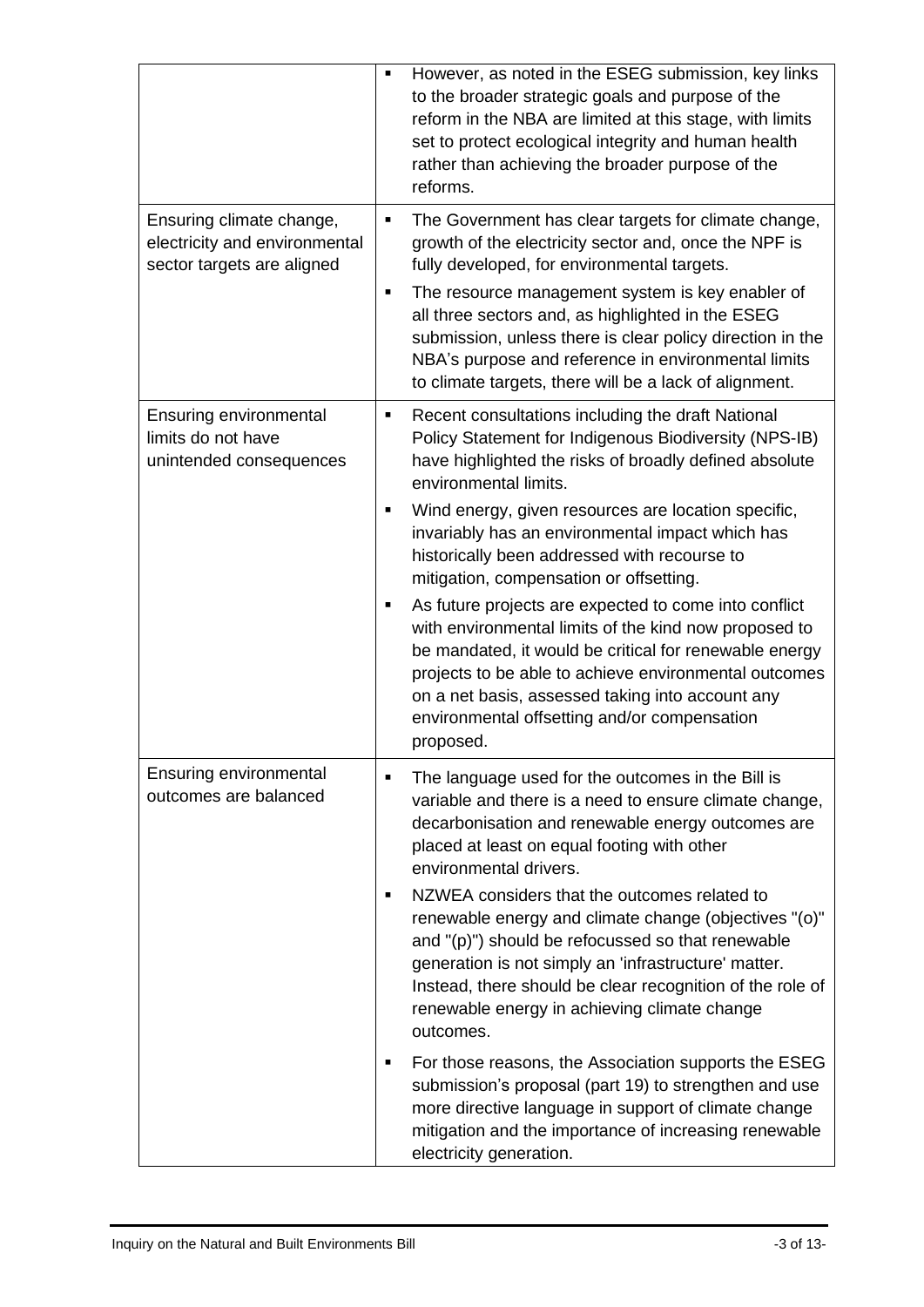| | |
|---|---|
| | ▪ However, as noted in the ESEG submission, key links to the broader strategic goals and purpose of the reform in the NBA are limited at this stage, with limits set to protect ecological integrity and human health rather than achieving the broader purpose of the reforms. |
| Ensuring climate change, electricity and environmental sector targets are aligned | ▪ The Government has clear targets for climate change, growth of the electricity sector and, once the NPF is fully developed, for environmental targets.<br>▪ The resource management system is key enabler of all three sectors and, as highlighted in the ESEG submission, unless there is clear policy direction in the NBA's purpose and reference in environmental limits to climate targets, there will be a lack of alignment. |
| Ensuring environmental limits do not have unintended consequences | ▪ Recent consultations including the draft National Policy Statement for Indigenous Biodiversity (NPS-IB) have highlighted the risks of broadly defined absolute environmental limits.<br>▪ Wind energy, given resources are location specific, invariably has an environmental impact which has historically been addressed with recourse to mitigation, compensation or offsetting.<br>▪ As future projects are expected to come into conflict with environmental limits of the kind now proposed to be mandated, it would be critical for renewable energy projects to be able to achieve environmental outcomes on a net basis, assessed taking into account any environmental offsetting and/or compensation proposed. |
| Ensuring environmental outcomes are balanced | ▪ The language used for the outcomes in the Bill is variable and there is a need to ensure climate change, decarbonisation and renewable energy outcomes are placed at least on equal footing with other environmental drivers.<br>▪ NZWEA considers that the outcomes related to renewable energy and climate change (objectives "(o)" and "(p)") should be refocussed so that renewable generation is not simply an 'infrastructure' matter. Instead, there should be clear recognition of the role of renewable energy in achieving climate change outcomes.<br>▪ For those reasons, the Association supports the ESEG submission's proposal (part 19) to strengthen and use more directive language in support of climate change mitigation and the importance of increasing renewable electricity generation. |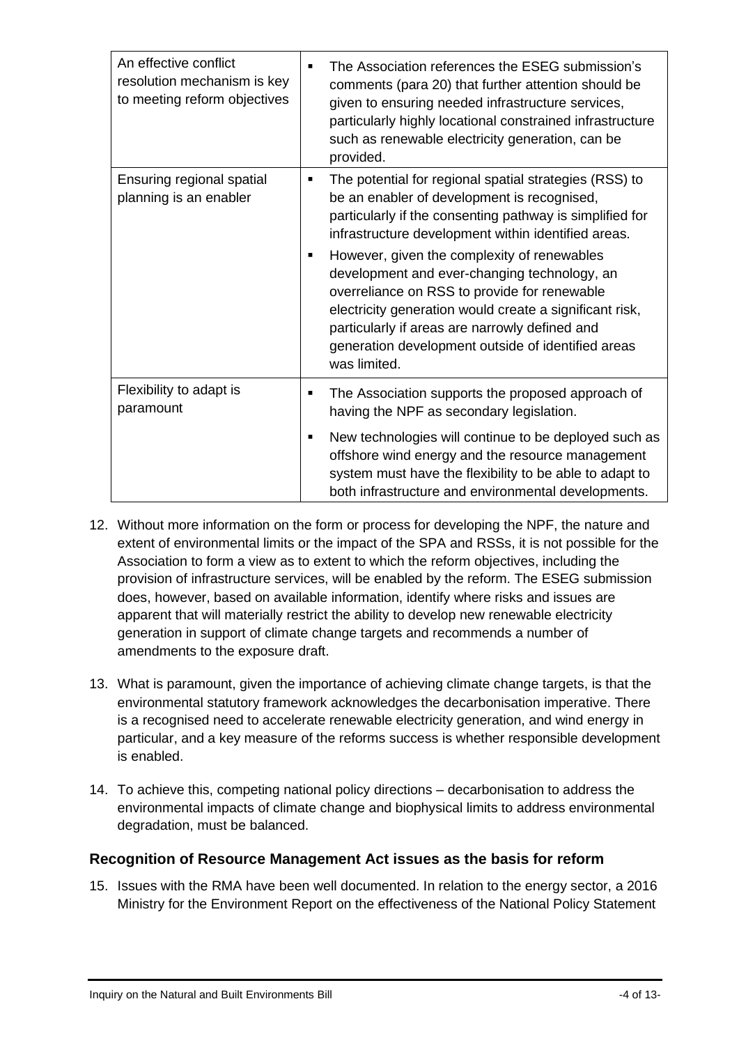| | |
|---|---|
| An effective conflict resolution mechanism is key to meeting reform objectives | ▪ The Association references the ESEG submission's comments (para 20) that further attention should be given to ensuring needed infrastructure services, particularly highly locational constrained infrastructure such as renewable electricity generation, can be provided. |
| Ensuring regional spatial planning is an enabler | ▪ The potential for regional spatial strategies (RSS) to be an enabler of development is recognised, particularly if the consenting pathway is simplified for infrastructure development within identified areas.<br>▪ However, given the complexity of renewables development and ever-changing technology, an overreliance on RSS to provide for renewable electricity generation would create a significant risk, particularly if areas are narrowly defined and generation development outside of identified areas was limited. |
| Flexibility to adapt is paramount | ▪ The Association supports the proposed approach of having the NPF as secondary legislation.<br>▪ New technologies will continue to be deployed such as offshore wind energy and the resource management system must have the flexibility to be able to adapt to both infrastructure and environmental developments. |

12. Without more information on the form or process for developing the NPF, the nature and extent of environmental limits or the impact of the SPA and RSSs, it is not possible for the Association to form a view as to extent to which the reform objectives, including the provision of infrastructure services, will be enabled by the reform. The ESEG submission does, however, based on available information, identify where risks and issues are apparent that will materially restrict the ability to develop new renewable electricity generation in support of climate change targets and recommends a number of amendments to the exposure draft.

13. What is paramount, given the importance of achieving climate change targets, is that the environmental statutory framework acknowledges the decarbonisation imperative. There is a recognised need to accelerate renewable electricity generation, and wind energy in particular, and a key measure of the reforms success is whether responsible development is enabled.

14. To achieve this, competing national policy directions – decarbonisation to address the environmental impacts of climate change and biophysical limits to address environmental degradation, must be balanced.

## Recognition of Resource Management Act issues as the basis for reform

15. Issues with the RMA have been well documented. In relation to the energy sector, a 2016 Ministry for the Environment Report on the effectiveness of the National Policy Statement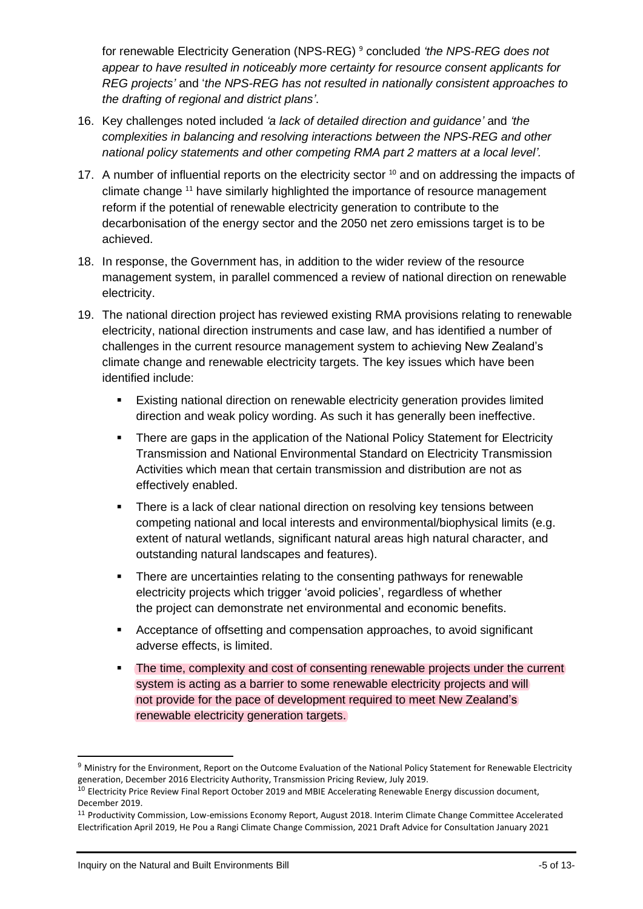for renewable Electricity Generation (NPS-REG) [9] concluded *'the NPS-REG does not appear to have resulted in noticeably more certainty for resource consent applicants for REG projects'* and '*the NPS-REG has not resulted in nationally consistent approaches to the drafting of regional and district plans'*.

16. Key challenges noted included *'a lack of detailed direction and guidance'* and *'the complexities in balancing and resolving interactions between the NPS-REG and other national policy statements and other competing RMA part 2 matters at a local level'.*

17. A number of influential reports on the electricity sector [10] and on addressing the impacts of climate change [11] have similarly highlighted the importance of resource management reform if the potential of renewable electricity generation to contribute to the decarbonisation of the energy sector and the 2050 net zero emissions target is to be achieved.

18. In response, the Government has, in addition to the wider review of the resource management system, in parallel commenced a review of national direction on renewable electricity.

19. The national direction project has reviewed existing RMA provisions relating to renewable electricity, national direction instruments and case law, and has identified a number of challenges in the current resource management system to achieving New Zealand's climate change and renewable electricity targets. The key issues which have been identified include:

    - Existing national direction on renewable electricity generation provides limited direction and weak policy wording. As such it has generally been ineffective.
    - There are gaps in the application of the National Policy Statement for Electricity Transmission and National Environmental Standard on Electricity Transmission Activities which mean that certain transmission and distribution are not as effectively enabled.
    - There is a lack of clear national direction on resolving key tensions between competing national and local interests and environmental/biophysical limits (e.g. extent of natural wetlands, significant natural areas high natural character, and outstanding natural landscapes and features).
    - There are uncertainties relating to the consenting pathways for renewable electricity projects which trigger 'avoid policies', regardless of whether the project can demonstrate net environmental and economic benefits.
    - Acceptance of offsetting and compensation approaches, to avoid significant adverse effects, is limited.
    - The time, complexity and cost of consenting renewable projects under the current system is acting as a barrier to some renewable electricity projects and will not provide for the pace of development required to meet New Zealand's renewable electricity generation targets.

---

[9] Ministry for the Environment, Report on the Outcome Evaluation of the National Policy Statement for Renewable Electricity generation, December 2016 Electricity Authority, Transmission Pricing Review, July 2019.

[10] Electricity Price Review Final Report October 2019 and MBIE Accelerating Renewable Energy discussion document, December 2019.

[11] Productivity Commission, Low-emissions Economy Report, August 2018. Interim Climate Change Committee Accelerated Electrification April 2019, He Pou a Rangi Climate Change Commission, 2021 Draft Advice for Consultation January 2021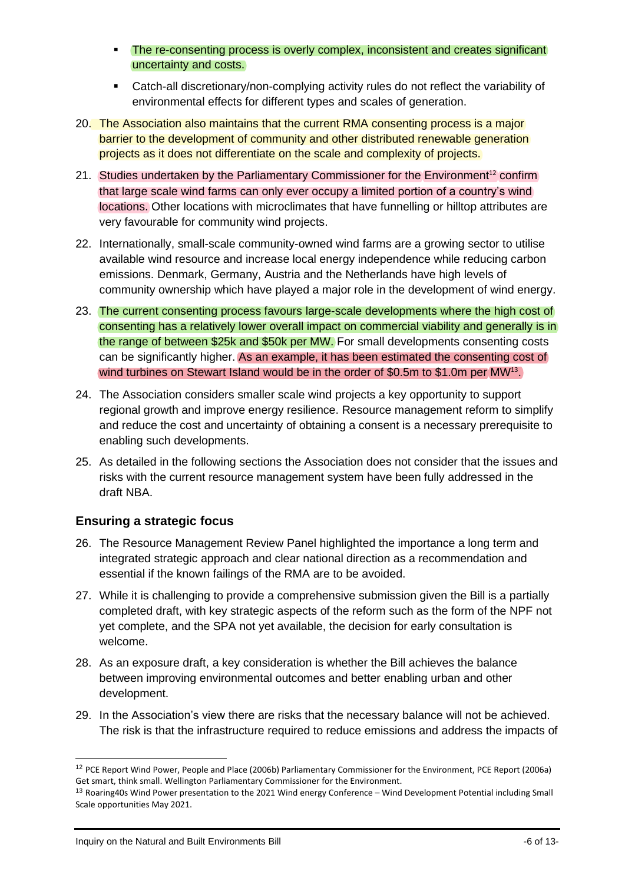- The re-consenting process is overly complex, inconsistent and creates significant uncertainty and costs.
- Catch-all discretionary/non-complying activity rules do not reflect the variability of environmental effects for different types and scales of generation.

20. The Association also maintains that the current RMA consenting process is a major barrier to the development of community and other distributed renewable generation projects as it does not differentiate on the scale and complexity of projects.

21. Studies undertaken by the Parliamentary Commissioner for the Environment[12] confirm that large scale wind farms can only ever occupy a limited portion of a country's wind locations. Other locations with microclimates that have funnelling or hilltop attributes are very favourable for community wind projects.

22. Internationally, small-scale community-owned wind farms are a growing sector to utilise available wind resource and increase local energy independence while reducing carbon emissions. Denmark, Germany, Austria and the Netherlands have high levels of community ownership which have played a major role in the development of wind energy.

23. The current consenting process favours large-scale developments where the high cost of consenting has a relatively lower overall impact on commercial viability and generally is in the range of between $25k and $50k per MW. For small developments consenting costs can be significantly higher. As an example, it has been estimated the consenting cost of wind turbines on Stewart Island would be in the order of $0.5m to $1.0m per MW[13].

24. The Association considers smaller scale wind projects a key opportunity to support regional growth and improve energy resilience. Resource management reform to simplify and reduce the cost and uncertainty of obtaining a consent is a necessary prerequisite to enabling such developments.

25. As detailed in the following sections the Association does not consider that the issues and risks with the current resource management system have been fully addressed in the draft NBA.

## Ensuring a strategic focus

26. The Resource Management Review Panel highlighted the importance a long term and integrated strategic approach and clear national direction as a recommendation and essential if the known failings of the RMA are to be avoided.

27. While it is challenging to provide a comprehensive submission given the Bill is a partially completed draft, with key strategic aspects of the reform such as the form of the NPF not yet complete, and the SPA not yet available, the decision for early consultation is welcome.

28. As an exposure draft, a key consideration is whether the Bill achieves the balance between improving environmental outcomes and better enabling urban and other development.

29. In the Association's view there are risks that the necessary balance will not be achieved. The risk is that the infrastructure required to reduce emissions and address the impacts of

---

[12] PCE Report Wind Power, People and Place (2006b) Parliamentary Commissioner for the Environment, PCE Report (2006a) Get smart, think small. Wellington Parliamentary Commissioner for the Environment.

[13] Roaring40s Wind Power presentation to the 2021 Wind energy Conference – Wind Development Potential including Small Scale opportunities May 2021.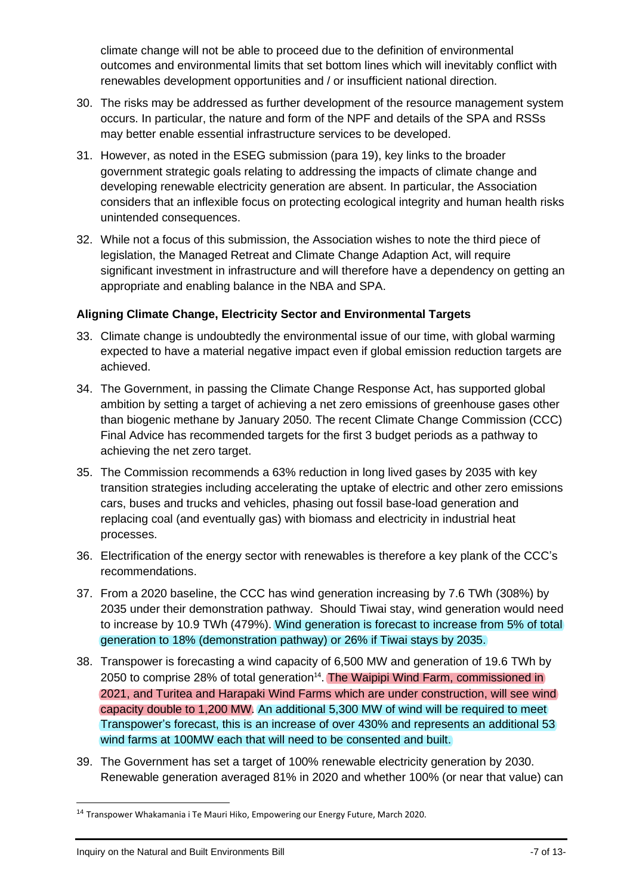climate change will not be able to proceed due to the definition of environmental outcomes and environmental limits that set bottom lines which will inevitably conflict with renewables development opportunities and / or insufficient national direction.

30. The risks may be addressed as further development of the resource management system occurs. In particular, the nature and form of the NPF and details of the SPA and RSSs may better enable essential infrastructure services to be developed.

31. However, as noted in the ESEG submission (para 19), key links to the broader government strategic goals relating to addressing the impacts of climate change and developing renewable electricity generation are absent. In particular, the Association considers that an inflexible focus on protecting ecological integrity and human health risks unintended consequences.

32. While not a focus of this submission, the Association wishes to note the third piece of legislation, the Managed Retreat and Climate Change Adaption Act, will require significant investment in infrastructure and will therefore have a dependency on getting an appropriate and enabling balance in the NBA and SPA.

**Aligning Climate Change, Electricity Sector and Environmental Targets**

33. Climate change is undoubtedly the environmental issue of our time, with global warming expected to have a material negative impact even if global emission reduction targets are achieved.

34. The Government, in passing the Climate Change Response Act, has supported global ambition by setting a target of achieving a net zero emissions of greenhouse gases other than biogenic methane by January 2050. The recent Climate Change Commission (CCC) Final Advice has recommended targets for the first 3 budget periods as a pathway to achieving the net zero target.

35. The Commission recommends a 63% reduction in long lived gases by 2035 with key transition strategies including accelerating the uptake of electric and other zero emissions cars, buses and trucks and vehicles, phasing out fossil base-load generation and replacing coal (and eventually gas) with biomass and electricity in industrial heat processes.

36. Electrification of the energy sector with renewables is therefore a key plank of the CCC's recommendations.

37. From a 2020 baseline, the CCC has wind generation increasing by 7.6 TWh (308%) by 2035 under their demonstration pathway. Should Tiwai stay, wind generation would need to increase by 10.9 TWh (479%). Wind generation is forecast to increase from 5% of total generation to 18% (demonstration pathway) or 26% if Tiwai stays by 2035.

38. Transpower is forecasting a wind capacity of 6,500 MW and generation of 19.6 TWh by 2050 to comprise 28% of total generation[14]. The Waipipi Wind Farm, commissioned in 2021, and Turitea and Harapaki Wind Farms which are under construction, will see wind capacity double to 1,200 MW. An additional 5,300 MW of wind will be required to meet Transpower's forecast, this is an increase of over 430% and represents an additional 53 wind farms at 100MW each that will need to be consented and built.

39. The Government has set a target of 100% renewable electricity generation by 2030. Renewable generation averaged 81% in 2020 and whether 100% (or near that value) can

[14] Transpower Whakamania i Te Mauri Hiko, Empowering our Energy Future, March 2020.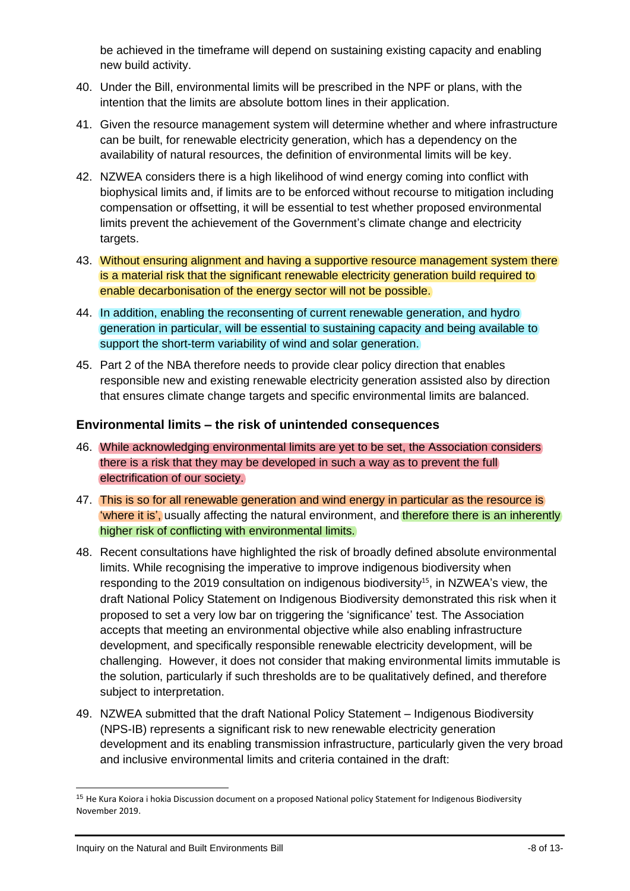be achieved in the timeframe will depend on sustaining existing capacity and enabling new build activity.

40. Under the Bill, environmental limits will be prescribed in the NPF or plans, with the intention that the limits are absolute bottom lines in their application.

41. Given the resource management system will determine whether and where infrastructure can be built, for renewable electricity generation, which has a dependency on the availability of natural resources, the definition of environmental limits will be key.

42. NZWEA considers there is a high likelihood of wind energy coming into conflict with biophysical limits and, if limits are to be enforced without recourse to mitigation including compensation or offsetting, it will be essential to test whether proposed environmental limits prevent the achievement of the Government's climate change and electricity targets.

43. Without ensuring alignment and having a supportive resource management system there is a material risk that the significant renewable electricity generation build required to enable decarbonisation of the energy sector will not be possible.

44. In addition, enabling the reconsenting of current renewable generation, and hydro generation in particular, will be essential to sustaining capacity and being available to support the short-term variability of wind and solar generation.

45. Part 2 of the NBA therefore needs to provide clear policy direction that enables responsible new and existing renewable electricity generation assisted also by direction that ensures climate change targets and specific environmental limits are balanced.

### Environmental limits – the risk of unintended consequences

46. While acknowledging environmental limits are yet to be set, the Association considers there is a risk that they may be developed in such a way as to prevent the full electrification of our society.

47. This is so for all renewable generation and wind energy in particular as the resource is 'where it is', usually affecting the natural environment, and therefore there is an inherently higher risk of conflicting with environmental limits.

48. Recent consultations have highlighted the risk of broadly defined absolute environmental limits. While recognising the imperative to improve indigenous biodiversity when responding to the 2019 consultation on indigenous biodiversity[15], in NZWEA's view, the draft National Policy Statement on Indigenous Biodiversity demonstrated this risk when it proposed to set a very low bar on triggering the 'significance' test. The Association accepts that meeting an environmental objective while also enabling infrastructure development, and specifically responsible renewable electricity development, will be challenging. However, it does not consider that making environmental limits immutable is the solution, particularly if such thresholds are to be qualitatively defined, and therefore subject to interpretation.

49. NZWEA submitted that the draft National Policy Statement – Indigenous Biodiversity (NPS-IB) represents a significant risk to new renewable electricity generation development and its enabling transmission infrastructure, particularly given the very broad and inclusive environmental limits and criteria contained in the draft:

---

[15] He Kura Koiora i hokia Discussion document on a proposed National policy Statement for Indigenous Biodiversity November 2019.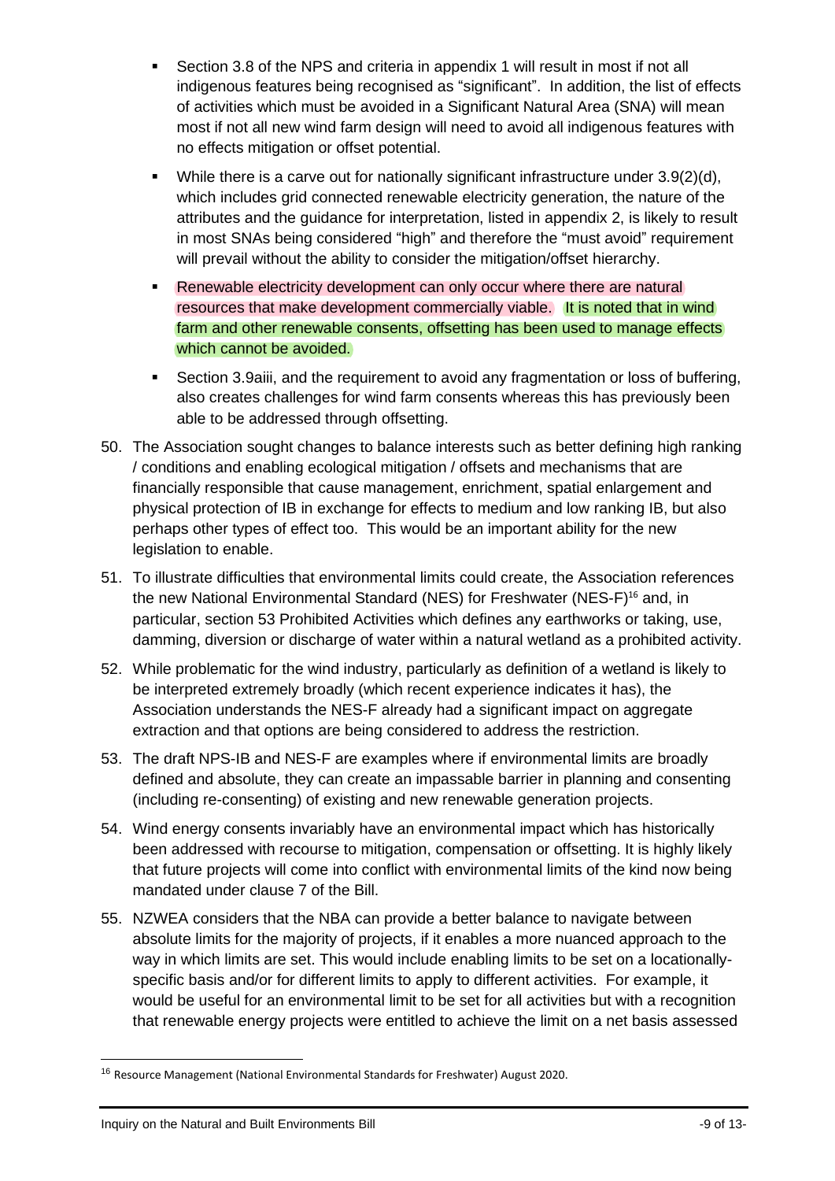- Section 3.8 of the NPS and criteria in appendix 1 will result in most if not all indigenous features being recognised as "significant". In addition, the list of effects of activities which must be avoided in a Significant Natural Area (SNA) will mean most if not all new wind farm design will need to avoid all indigenous features with no effects mitigation or offset potential.
- While there is a carve out for nationally significant infrastructure under 3.9(2)(d), which includes grid connected renewable electricity generation, the nature of the attributes and the guidance for interpretation, listed in appendix 2, is likely to result in most SNAs being considered "high" and therefore the "must avoid" requirement will prevail without the ability to consider the mitigation/offset hierarchy.
- Renewable electricity development can only occur where there are natural resources that make development commercially viable. It is noted that in wind farm and other renewable consents, offsetting has been used to manage effects which cannot be avoided.
- Section 3.9aiii, and the requirement to avoid any fragmentation or loss of buffering, also creates challenges for wind farm consents whereas this has previously been able to be addressed through offsetting.

50. The Association sought changes to balance interests such as better defining high ranking / conditions and enabling ecological mitigation / offsets and mechanisms that are financially responsible that cause management, enrichment, spatial enlargement and physical protection of IB in exchange for effects to medium and low ranking IB, but also perhaps other types of effect too. This would be an important ability for the new legislation to enable.
51. To illustrate difficulties that environmental limits could create, the Association references the new National Environmental Standard (NES) for Freshwater (NES-F)[16] and, in particular, section 53 Prohibited Activities which defines any earthworks or taking, use, damming, diversion or discharge of water within a natural wetland as a prohibited activity.
52. While problematic for the wind industry, particularly as definition of a wetland is likely to be interpreted extremely broadly (which recent experience indicates it has), the Association understands the NES-F already had a significant impact on aggregate extraction and that options are being considered to address the restriction.
53. The draft NPS-IB and NES-F are examples where if environmental limits are broadly defined and absolute, they can create an impassable barrier in planning and consenting (including re-consenting) of existing and new renewable generation projects.
54. Wind energy consents invariably have an environmental impact which has historically been addressed with recourse to mitigation, compensation or offsetting. It is highly likely that future projects will come into conflict with environmental limits of the kind now being mandated under clause 7 of the Bill.
55. NZWEA considers that the NBA can provide a better balance to navigate between absolute limits for the majority of projects, if it enables a more nuanced approach to the way in which limits are set. This would include enabling limits to be set on a locationally-specific basis and/or for different limits to apply to different activities. For example, it would be useful for an environmental limit to be set for all activities but with a recognition that renewable energy projects were entitled to achieve the limit on a net basis assessed

[16] Resource Management (National Environmental Standards for Freshwater) August 2020.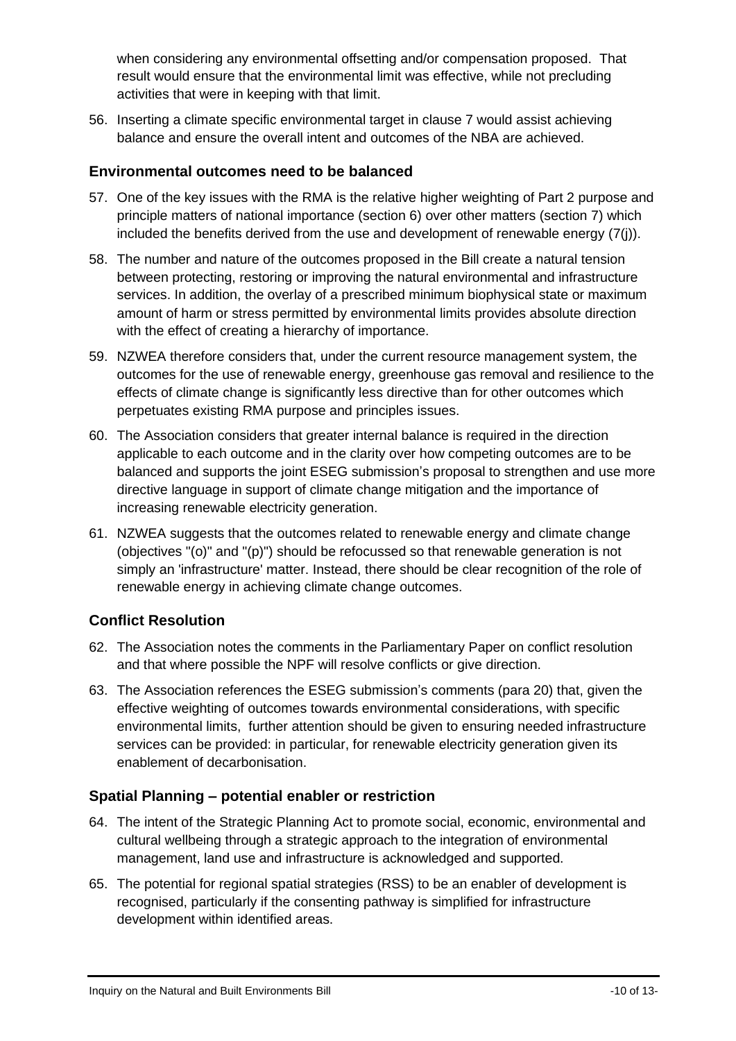when considering any environmental offsetting and/or compensation proposed. That result would ensure that the environmental limit was effective, while not precluding activities that were in keeping with that limit.

56. Inserting a climate specific environmental target in clause 7 would assist achieving balance and ensure the overall intent and outcomes of the NBA are achieved.

### Environmental outcomes need to be balanced

57. One of the key issues with the RMA is the relative higher weighting of Part 2 purpose and principle matters of national importance (section 6) over other matters (section 7) which included the benefits derived from the use and development of renewable energy (7(j)).

58. The number and nature of the outcomes proposed in the Bill create a natural tension between protecting, restoring or improving the natural environmental and infrastructure services. In addition, the overlay of a prescribed minimum biophysical state or maximum amount of harm or stress permitted by environmental limits provides absolute direction with the effect of creating a hierarchy of importance.

59. NZWEA therefore considers that, under the current resource management system, the outcomes for the use of renewable energy, greenhouse gas removal and resilience to the effects of climate change is significantly less directive than for other outcomes which perpetuates existing RMA purpose and principles issues.

60. The Association considers that greater internal balance is required in the direction applicable to each outcome and in the clarity over how competing outcomes are to be balanced and supports the joint ESEG submission's proposal to strengthen and use more directive language in support of climate change mitigation and the importance of increasing renewable electricity generation.

61. NZWEA suggests that the outcomes related to renewable energy and climate change (objectives "(o)" and "(p)") should be refocussed so that renewable generation is not simply an 'infrastructure' matter. Instead, there should be clear recognition of the role of renewable energy in achieving climate change outcomes.

### Conflict Resolution

62. The Association notes the comments in the Parliamentary Paper on conflict resolution and that where possible the NPF will resolve conflicts or give direction.

63. The Association references the ESEG submission's comments (para 20) that, given the effective weighting of outcomes towards environmental considerations, with specific environmental limits, further attention should be given to ensuring needed infrastructure services can be provided: in particular, for renewable electricity generation given its enablement of decarbonisation.

### Spatial Planning – potential enabler or restriction

64. The intent of the Strategic Planning Act to promote social, economic, environmental and cultural wellbeing through a strategic approach to the integration of environmental management, land use and infrastructure is acknowledged and supported.

65. The potential for regional spatial strategies (RSS) to be an enabler of development is recognised, particularly if the consenting pathway is simplified for infrastructure development within identified areas.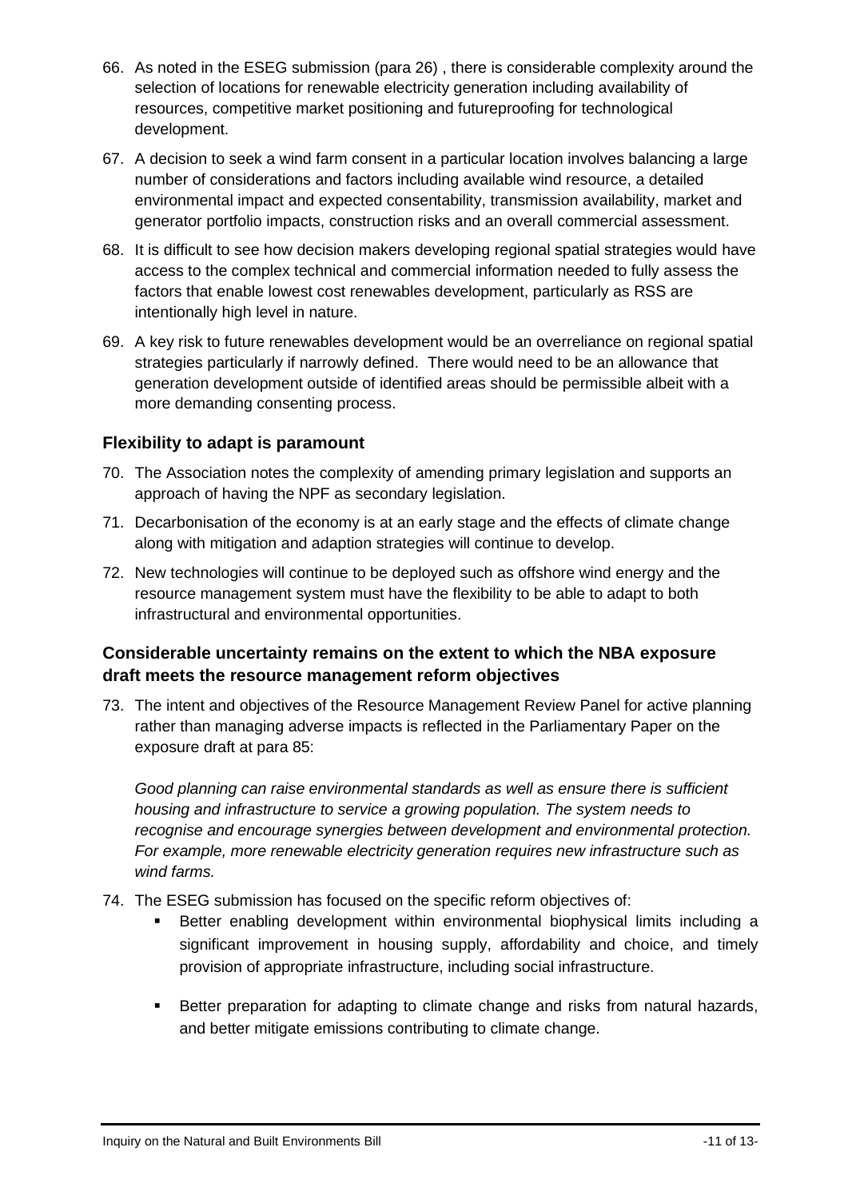66. As noted in the ESEG submission (para 26) , there is considerable complexity around the selection of locations for renewable electricity generation including availability of resources, competitive market positioning and futureproofing for technological development.

67. A decision to seek a wind farm consent in a particular location involves balancing a large number of considerations and factors including available wind resource, a detailed environmental impact and expected consentability, transmission availability, market and generator portfolio impacts, construction risks and an overall commercial assessment.

68. It is difficult to see how decision makers developing regional spatial strategies would have access to the complex technical and commercial information needed to fully assess the factors that enable lowest cost renewables development, particularly as RSS are intentionally high level in nature.

69. A key risk to future renewables development would be an overreliance on regional spatial strategies particularly if narrowly defined. There would need to be an allowance that generation development outside of identified areas should be permissible albeit with a more demanding consenting process.

### Flexibility to adapt is paramount

70. The Association notes the complexity of amending primary legislation and supports an approach of having the NPF as secondary legislation.

71. Decarbonisation of the economy is at an early stage and the effects of climate change along with mitigation and adaption strategies will continue to develop.

72. New technologies will continue to be deployed such as offshore wind energy and the resource management system must have the flexibility to be able to adapt to both infrastructural and environmental opportunities.

### Considerable uncertainty remains on the extent to which the NBA exposure draft meets the resource management reform objectives

73. The intent and objectives of the Resource Management Review Panel for active planning rather than managing adverse impacts is reflected in the Parliamentary Paper on the exposure draft at para 85:

    *Good planning can raise environmental standards as well as ensure there is sufficient housing and infrastructure to service a growing population. The system needs to recognise and encourage synergies between development and environmental protection. For example, more renewable electricity generation requires new infrastructure such as wind farms.*

74. The ESEG submission has focused on the specific reform objectives of:
    - Better enabling development within environmental biophysical limits including a significant improvement in housing supply, affordability and choice, and timely provision of appropriate infrastructure, including social infrastructure.
    - Better preparation for adapting to climate change and risks from natural hazards, and better mitigate emissions contributing to climate change.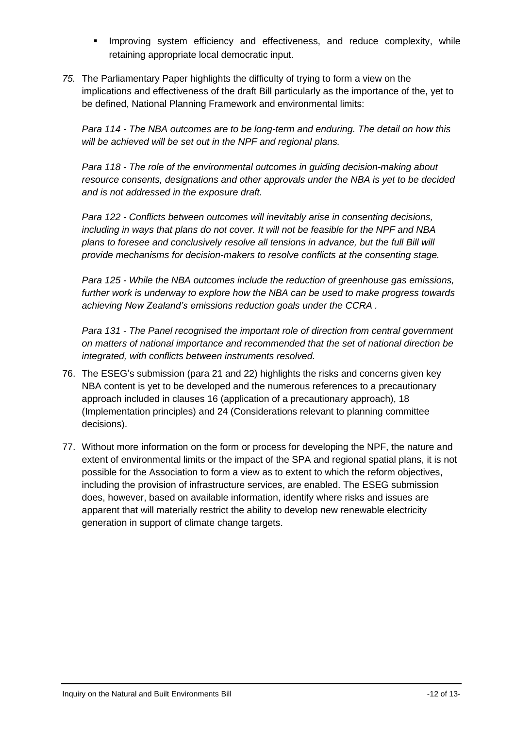- Improving system efficiency and effectiveness, and reduce complexity, while retaining appropriate local democratic input.

*75.* The Parliamentary Paper highlights the difficulty of trying to form a view on the implications and effectiveness of the draft Bill particularly as the importance of the, yet to be defined, National Planning Framework and environmental limits:

*Para 114 - The NBA outcomes are to be long-term and enduring. The detail on how this will be achieved will be set out in the NPF and regional plans.*

*Para 118 - The role of the environmental outcomes in guiding decision-making about resource consents, designations and other approvals under the NBA is yet to be decided and is not addressed in the exposure draft.*

*Para 122 - Conflicts between outcomes will inevitably arise in consenting decisions, including in ways that plans do not cover. It will not be feasible for the NPF and NBA plans to foresee and conclusively resolve all tensions in advance, but the full Bill will provide mechanisms for decision-makers to resolve conflicts at the consenting stage.*

*Para 125 - While the NBA outcomes include the reduction of greenhouse gas emissions, further work is underway to explore how the NBA can be used to make progress towards achieving New Zealand's emissions reduction goals under the CCRA .*

*Para 131 - The Panel recognised the important role of direction from central government on matters of national importance and recommended that the set of national direction be integrated, with conflicts between instruments resolved.*

76. The ESEG's submission (para 21 and 22) highlights the risks and concerns given key NBA content is yet to be developed and the numerous references to a precautionary approach included in clauses 16 (application of a precautionary approach), 18 (Implementation principles) and 24 (Considerations relevant to planning committee decisions).

77. Without more information on the form or process for developing the NPF, the nature and extent of environmental limits or the impact of the SPA and regional spatial plans, it is not possible for the Association to form a view as to extent to which the reform objectives, including the provision of infrastructure services, are enabled. The ESEG submission does, however, based on available information, identify where risks and issues are apparent that will materially restrict the ability to develop new renewable electricity generation in support of climate change targets.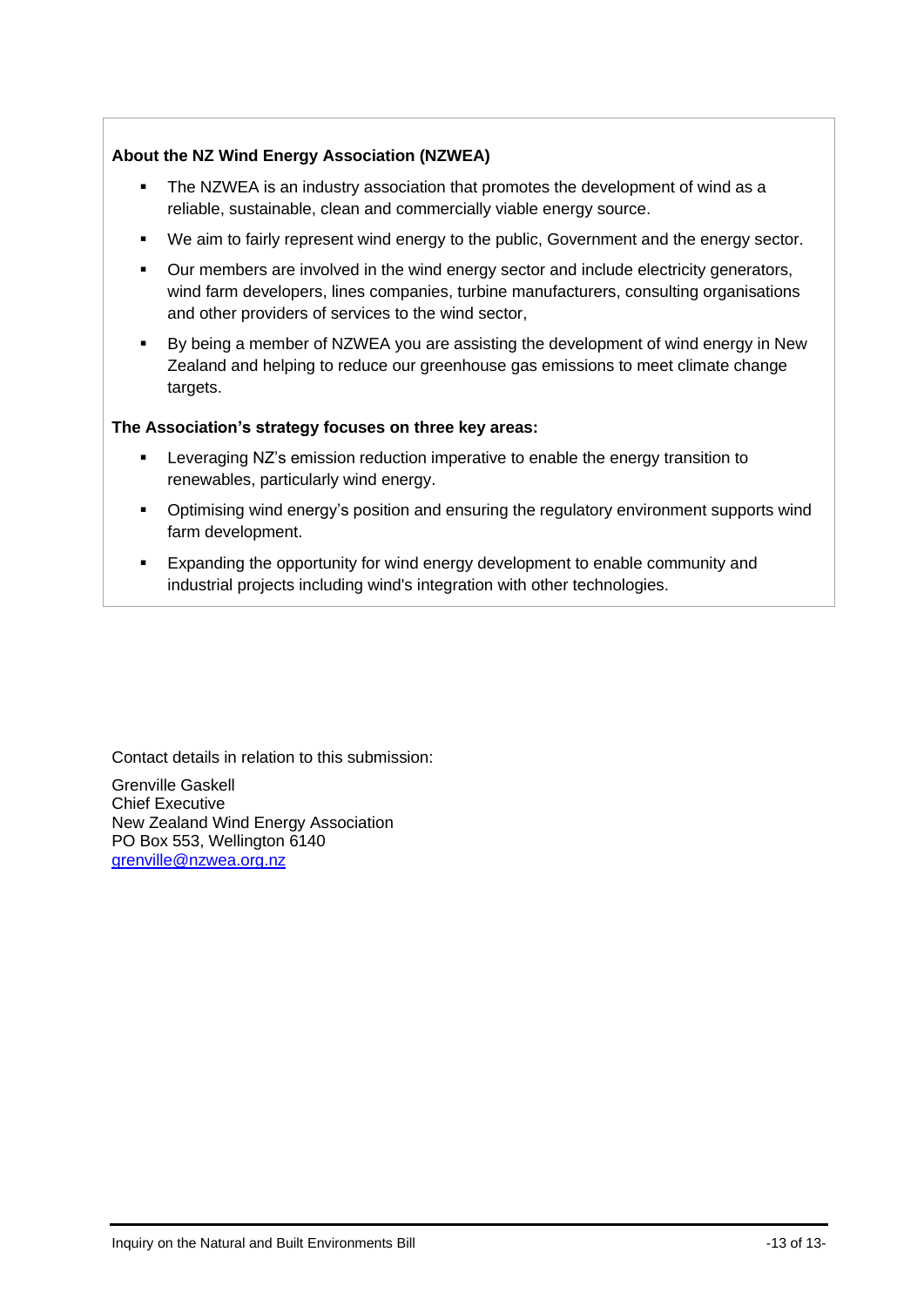**About the NZ Wind Energy Association (NZWEA)**

- The NZWEA is an industry association that promotes the development of wind as a reliable, sustainable, clean and commercially viable energy source.
- We aim to fairly represent wind energy to the public, Government and the energy sector.
- Our members are involved in the wind energy sector and include electricity generators, wind farm developers, lines companies, turbine manufacturers, consulting organisations and other providers of services to the wind sector,
- By being a member of NZWEA you are assisting the development of wind energy in New Zealand and helping to reduce our greenhouse gas emissions to meet climate change targets.

**The Association's strategy focuses on three key areas:**

- Leveraging NZ's emission reduction imperative to enable the energy transition to renewables, particularly wind energy.
- Optimising wind energy's position and ensuring the regulatory environment supports wind farm development.
- Expanding the opportunity for wind energy development to enable community and industrial projects including wind's integration with other technologies.

Contact details in relation to this submission:

Grenville Gaskell
Chief Executive
New Zealand Wind Energy Association
PO Box 553, Wellington 6140
grenville@nzwea.org.nz